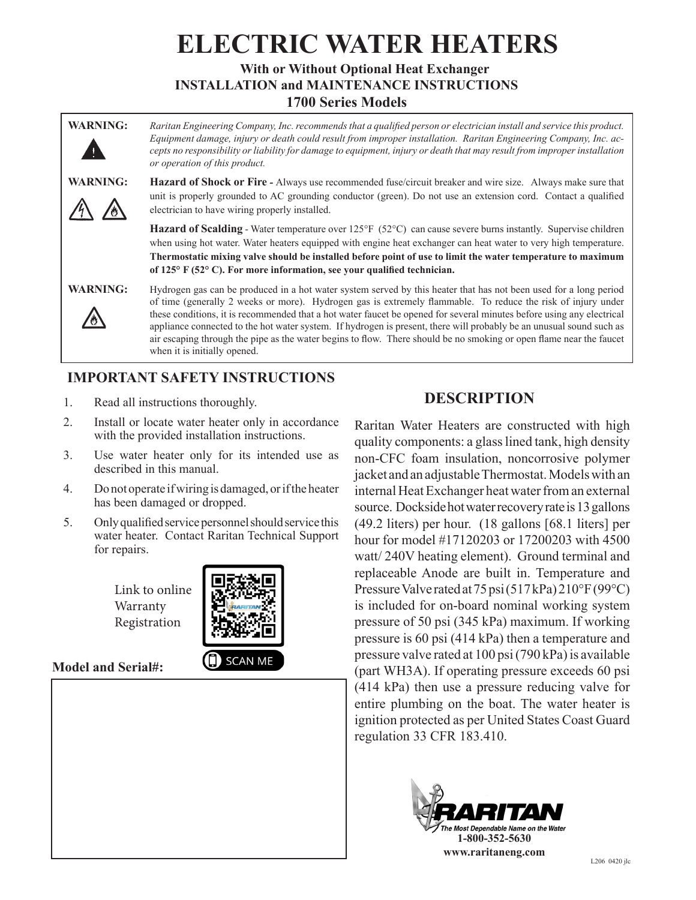# ELECTRIC WATER HEATERS

**With or Without Optional Heat Exchanger**
**INSTALLATION and MAINTENANCE INSTRUCTIONS**
**1700 Series Models**

**WARNING:** *Raritan Engineering Company, Inc. recommends that a qualified person or electrician install and service this product. Equipment damage, injury or death could result from improper installation. Raritan Engineering Company, Inc. accepts no responsibility or liability for damage to equipment, injury or death that may result from improper installation or operation of this product.*

**WARNING:** **Hazard of Shock or Fire -** Always use recommended fuse/circuit breaker and wire size. Always make sure that unit is properly grounded to AC grounding conductor (green). Do not use an extension cord. Contact a qualified electrician to have wiring properly installed.

**Hazard of Scalding** - Water temperature over 125°F (52°C) can cause severe burns instantly. Supervise children when using hot water. Water heaters equipped with engine heat exchanger can heat water to very high temperature. **Thermostatic mixing valve should be installed before point of use to limit the water temperature to maximum of 125° F (52° C). For more information, see your qualified technician.**

**WARNING:** Hydrogen gas can be produced in a hot water system served by this heater that has not been used for a long period of time (generally 2 weeks or more). Hydrogen gas is extremely flammable. To reduce the risk of injury under these conditions, it is recommended that a hot water faucet be opened for several minutes before using any electrical appliance connected to the hot water system. If hydrogen is present, there will probably be an unusual sound such as air escaping through the pipe as the water begins to flow. There should be no smoking or open flame near the faucet when it is initially opened.

## IMPORTANT SAFETY INSTRUCTIONS

1. Read all instructions thoroughly.
2. Install or locate water heater only in accordance with the provided installation instructions.
3. Use water heater only for its intended use as described in this manual.
4. Do not operate if wiring is damaged, or if the heater has been damaged or dropped.
5. Only qualified service personnel should service this water heater. Contact Raritan Technical Support for repairs.

Link to online Warranty Registration

SCAN ME

**Model and Serial#:**

## DESCRIPTION

Raritan Water Heaters are constructed with high quality components: a glass lined tank, high density non-CFC foam insulation, noncorrosive polymer jacket and an adjustable Thermostat. Models with an internal Heat Exchanger heat water from an external source. Dockside hot water recovery rate is 13 gallons (49.2 liters) per hour. (18 gallons [68.1 liters] per hour for model #17120203 or 17200203 with 4500 watt/ 240V heating element). Ground terminal and replaceable Anode are built in. Temperature and Pressure Valve rated at 75 psi (517 kPa) 210°F (99°C) is included for on-board nominal working system pressure of 50 psi (345 kPa) maximum. If working pressure is 60 psi (414 kPa) then a temperature and pressure valve rated at 100 psi (790 kPa) is available (part WH3A). If operating pressure exceeds 60 psi (414 kPa) then use a pressure reducing valve for entire plumbing on the boat. The water heater is ignition protected as per United States Coast Guard regulation 33 CFR 183.410.

RARITAN
The Most Dependable Name on the Water
1-800-352-5630
www.raritaneng.com

L206 0420 jlc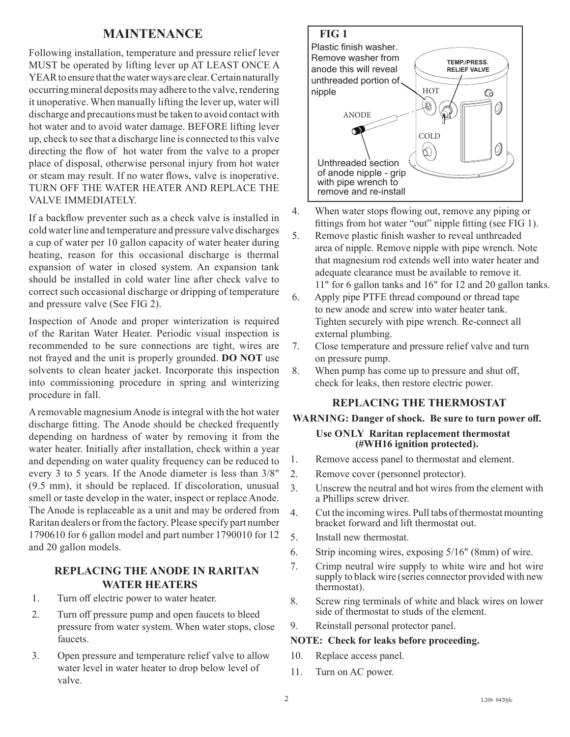## MAINTENANCE

Following installation, temperature and pressure relief lever MUST be operated by lifting lever up AT LEAST ONCE A YEAR to ensure that the water ways are clear. Certain naturally occurring mineral deposits may adhere to the valve, rendering it unoperative. When manually lifting the lever up, water will discharge and precautions must be taken to avoid contact with hot water and to avoid water damage. BEFORE lifting lever up, check to see that a discharge line is connected to this valve directing the flow of hot water from the valve to a proper place of disposal, otherwise personal injury from hot water or steam may result. If no water flows, valve is inoperative. TURN OFF THE WATER HEATER AND REPLACE THE VALVE IMMEDIATELY.

If a backflow preventer such as a check valve is installed in cold water line and temperature and pressure valve discharges a cup of water per 10 gallon capacity of water heater during heating, reason for this occasional discharge is thermal expansion of water in closed system. An expansion tank should be installed in cold water line after check valve to correct such occasional discharge or dripping of temperature and pressure valve (See FIG 2).

Inspection of Anode and proper winterization is required of the Raritan Water Heater. Periodic visual inspection is recommended to be sure connections are tight, wires are not frayed and the unit is properly grounded. **DO NOT** use solvents to clean heater jacket. Incorporate this inspection into commissioning procedure in spring and winterizing procedure in fall.

A removable magnesium Anode is integral with the hot water discharge fitting. The Anode should be checked frequently depending on hardness of water by removing it from the water heater. Initially after installation, check within a year and depending on water quality frequency can be reduced to every 3 to 5 years. If the Anode diameter is less than 3/8" (9.5 mm), it should be replaced. If discoloration, unusual smell or taste develop in the water, inspect or replace Anode. The Anode is replaceable as a unit and may be ordered from Raritan dealers or from the factory. Please specify part number 1790610 for 6 gallon model and part number 1790010 for 12 and 20 gallon models.

### REPLACING THE ANODE IN RARITAN WATER HEATERS

1. Turn off electric power to water heater.
2. Turn off pressure pump and open faucets to bleed pressure from water system. When water stops, close faucets.
3. Open pressure and temperature relief valve to allow water level in water heater to drop below level of valve.

**FIG 1**

Plastic finish washer. Remove washer from anode this will reveal unthreaded portion of nipple

TEMP./PRESS. RELIEF VALVE

HOT

ANODE

COLD

Unthreaded section of anode nipple - grip with pipe wrench to remove and re-install

4. When water stops flowing out, remove any piping or fittings from hot water "out" nipple fitting (see FIG 1).
5. Remove plastic finish washer to reveal unthreaded area of nipple. Remove nipple with pipe wrench. Note that magnesium rod extends well into water heater and adequate clearance must be available to remove it. 11" for 6 gallon tanks and 16" for 12 and 20 gallon tanks.
6. Apply pipe PTFE thread compound or thread tape to new anode and screw into water heater tank. Tighten securely with pipe wrench. Re-connect all external plumbing.
7. Close temperature and pressure relief valve and turn on pressure pump.
8. When pump has come up to pressure and shut off, check for leaks, then restore electric power.

### REPLACING THE THERMOSTAT

**WARNING: Danger of shock. Be sure to turn power off.**

**Use ONLY Raritan replacement thermostat (#WH16 ignition protected).**

1. Remove access panel to thermostat and element.
2. Remove cover (personnel protector).
3. Unscrew the neutral and hot wires from the element with a Phillips screw driver.
4. Cut the incoming wires. Pull tabs of thermostat mounting bracket forward and lift thermostat out.
5. Install new thermostat.
6. Strip incoming wires, exposing 5/16" (8mm) of wire.
7. Crimp neutral wire supply to white wire and hot wire supply to black wire (series connector provided with new thermostat).
8. Screw ring terminals of white and black wires on lower side of thermostat to studs of the element.
9. Reinstall personal protector panel.

**NOTE: Check for leaks before proceeding.**

10. Replace access panel.
11. Turn on AC power.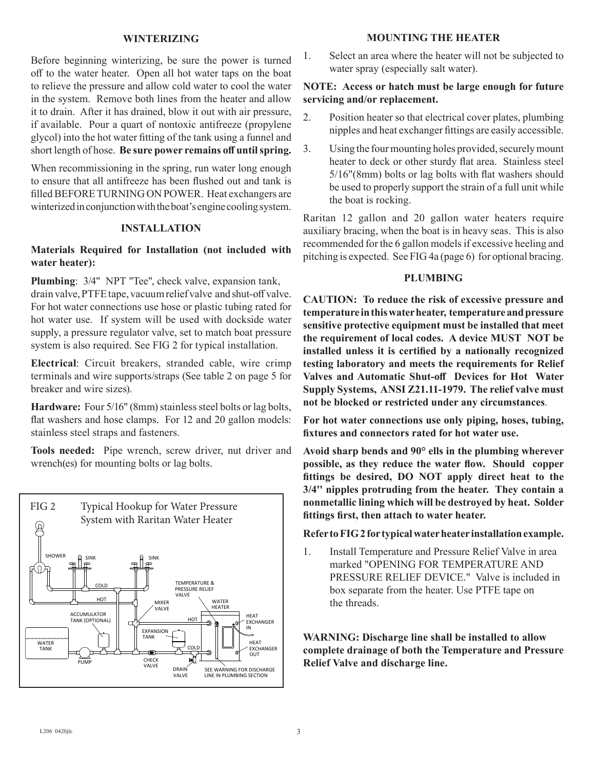## WINTERIZING

Before beginning winterizing, be sure the power is turned off to the water heater. Open all hot water taps on the boat to relieve the pressure and allow cold water to cool the water in the system. Remove both lines from the heater and allow it to drain. After it has drained, blow it out with air pressure, if available. Pour a quart of nontoxic antifreeze (propylene glycol) into the hot water fitting of the tank using a funnel and short length of hose. **Be sure power remains off until spring.**

When recommissioning in the spring, run water long enough to ensure that all antifreeze has been flushed out and tank is filled BEFORE TURNING ON POWER. Heat exchangers are winterized in conjunction with the boat's engine cooling system.

## INSTALLATION

**Materials Required for Installation (not included with water heater):**

**Plumbing**: 3/4" NPT "Tee", check valve, expansion tank, drain valve, PTFE tape, vacuum relief valve and shut-off valve. For hot water connections use hose or plastic tubing rated for hot water use. If system will be used with dockside water supply, a pressure regulator valve, set to match boat pressure system is also required. See FIG 2 for typical installation.

**Electrical**: Circuit breakers, stranded cable, wire crimp terminals and wire supports/straps (See table 2 on page 5 for breaker and wire sizes).

**Hardware:** Four 5/16" (8mm) stainless steel bolts or lag bolts, flat washers and hose clamps. For 12 and 20 gallon models: stainless steel straps and fasteners.

**Tools needed:** Pipe wrench, screw driver, nut driver and wrench(es) for mounting bolts or lag bolts.

FIG 2 Typical Hookup for Water Pressure System with Raritan Water Heater

SHOWER, SINK, SINK, COLD, HOT, TEMPERATURE & PRESSURE RELIEF VALVE, MIXER VALVE, WATER HEATER, ACCUMULATOR TANK (OPTIONAL), HOT, HEAT EXCHANGER IN, EXPANSION TANK, WATER TANK, COLD, HEAT EXCHANGER OUT, PUMP, CHECK VALVE, DRAIN VALVE, SEE WARNING FOR DISCHARGE LINE IN PLUMBING SECTION

## MOUNTING THE HEATER

1. Select an area where the heater will not be subjected to water spray (especially salt water).

**NOTE: Access or hatch must be large enough for future servicing and/or replacement.**

2. Position heater so that electrical cover plates, plumbing nipples and heat exchanger fittings are easily accessible.
3. Using the four mounting holes provided, securely mount heater to deck or other sturdy flat area. Stainless steel 5/16"(8mm) bolts or lag bolts with flat washers should be used to properly support the strain of a full unit while the boat is rocking.

Raritan 12 gallon and 20 gallon water heaters require auxiliary bracing, when the boat is in heavy seas. This is also recommended for the 6 gallon models if excessive heeling and pitching is expected. See FIG 4a (page 6) for optional bracing.

## PLUMBING

**CAUTION: To reduce the risk of excessive pressure and temperature in this water heater, temperature and pressure sensitive protective equipment must be installed that meet the requirement of local codes. A device MUST NOT be installed unless it is certified by a nationally recognized testing laboratory and meets the requirements for Relief Valves and Automatic Shut-off Devices for Hot Water Supply Systems, ANSI Z21.11-1979. The relief valve must not be blocked or restricted under any circumstances**.

**For hot water connections use only piping, hoses, tubing, fixtures and connectors rated for hot water use.**

**Avoid sharp bends and 90° ells in the plumbing wherever possible, as they reduce the water flow. Should copper fittings be desired, DO NOT apply direct heat to the 3/4" nipples protruding from the heater. They contain a nonmetallic lining which will be destroyed by heat. Solder fittings first, then attach to water heater.**

**Refer to FIG 2 for typical water heater installation example.**

1. Install Temperature and Pressure Relief Valve in area marked "OPENING FOR TEMPERATURE AND PRESSURE RELIEF DEVICE." Valve is included in box separate from the heater. Use PTFE tape on the threads.

**WARNING: Discharge line shall be installed to allow complete drainage of both the Temperature and Pressure Relief Valve and discharge line.**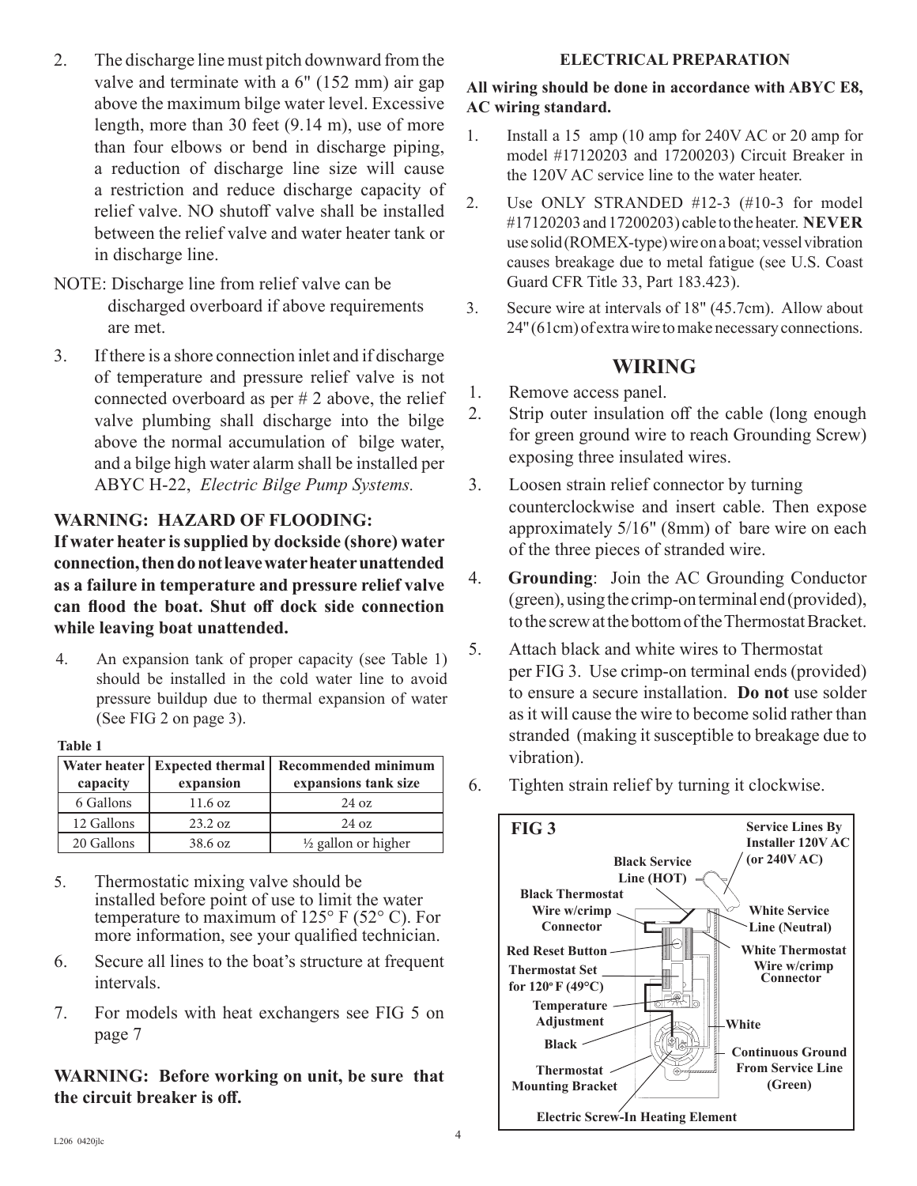2. The discharge line must pitch downward from the valve and terminate with a 6" (152 mm) air gap above the maximum bilge water level. Excessive length, more than 30 feet (9.14 m), use of more than four elbows or bend in discharge piping, a reduction of discharge line size will cause a restriction and reduce discharge capacity of relief valve. NO shutoff valve shall be installed between the relief valve and water heater tank or in discharge line.

NOTE: Discharge line from relief valve can be discharged overboard if above requirements are met.

3. If there is a shore connection inlet and if discharge of temperature and pressure relief valve is not connected overboard as per # 2 above, the relief valve plumbing shall discharge into the bilge above the normal accumulation of bilge water, and a bilge high water alarm shall be installed per ABYC H-22, *Electric Bilge Pump Systems.*

**WARNING: HAZARD OF FLOODING:**
**If water heater is supplied by dockside (shore) water connection, then do not leave water heater unattended as a failure in temperature and pressure relief valve can flood the boat. Shut off dock side connection while leaving boat unattended.**

4. An expansion tank of proper capacity (see Table 1) should be installed in the cold water line to avoid pressure buildup due to thermal expansion of water (See FIG 2 on page 3).

**Table 1**

| Water heater capacity | Expected thermal expansion | Recommended minimum expansions tank size |
|---|---|---|
| 6 Gallons | 11.6 oz | 24 oz |
| 12 Gallons | 23.2 oz | 24 oz |
| 20 Gallons | 38.6 oz | ½ gallon or higher |

5. Thermostatic mixing valve should be installed before point of use to limit the water temperature to maximum of 125° F (52° C). For more information, see your qualified technician.

6. Secure all lines to the boat's structure at frequent intervals.

7. For models with heat exchangers see FIG 5 on page 7

**WARNING: Before working on unit, be sure that the circuit breaker is off.**

**ELECTRICAL PREPARATION**

**All wiring should be done in accordance with ABYC E8, AC wiring standard.**

1. Install a 15 amp (10 amp for 240V AC or 20 amp for model #17120203 and 17200203) Circuit Breaker in the 120V AC service line to the water heater.

2. Use ONLY STRANDED #12-3 (#10-3 for model #17120203 and 17200203) cable to the heater. **NEVER** use solid (ROMEX-type) wire on a boat; vessel vibration causes breakage due to metal fatigue (see U.S. Coast Guard CFR Title 33, Part 183.423).

3. Secure wire at intervals of 18" (45.7cm). Allow about 24" (61cm) of extra wire to make necessary connections.

## WIRING

1. Remove access panel.
2. Strip outer insulation off the cable (long enough for green ground wire to reach Grounding Screw) exposing three insulated wires.
3. Loosen strain relief connector by turning counterclockwise and insert cable. Then expose approximately 5/16" (8mm) of bare wire on each of the three pieces of stranded wire.
4. **Grounding**: Join the AC Grounding Conductor (green), using the crimp-on terminal end (provided), to the screw at the bottom of the Thermostat Bracket.
5. Attach black and white wires to Thermostat per FIG 3. Use crimp-on terminal ends (provided) to ensure a secure installation. **Do not** use solder as it will cause the wire to become solid rather than stranded (making it susceptible to breakage due to vibration).
6. Tighten strain relief by turning it clockwise.

**FIG 3**

Service Lines By Installer 120V AC (or 240V AC)
Black Service Line (HOT)
Black Thermostat Wire w/crimp Connector
White Service Line (Neutral)
Red Reset Button
White Thermostat Wire w/crimp Connector
Thermostat Set for 120° F (49°C)
Temperature Adjustment
White
Black
Continuous Ground From Service Line (Green)
Thermostat Mounting Bracket
Electric Screw-In Heating Element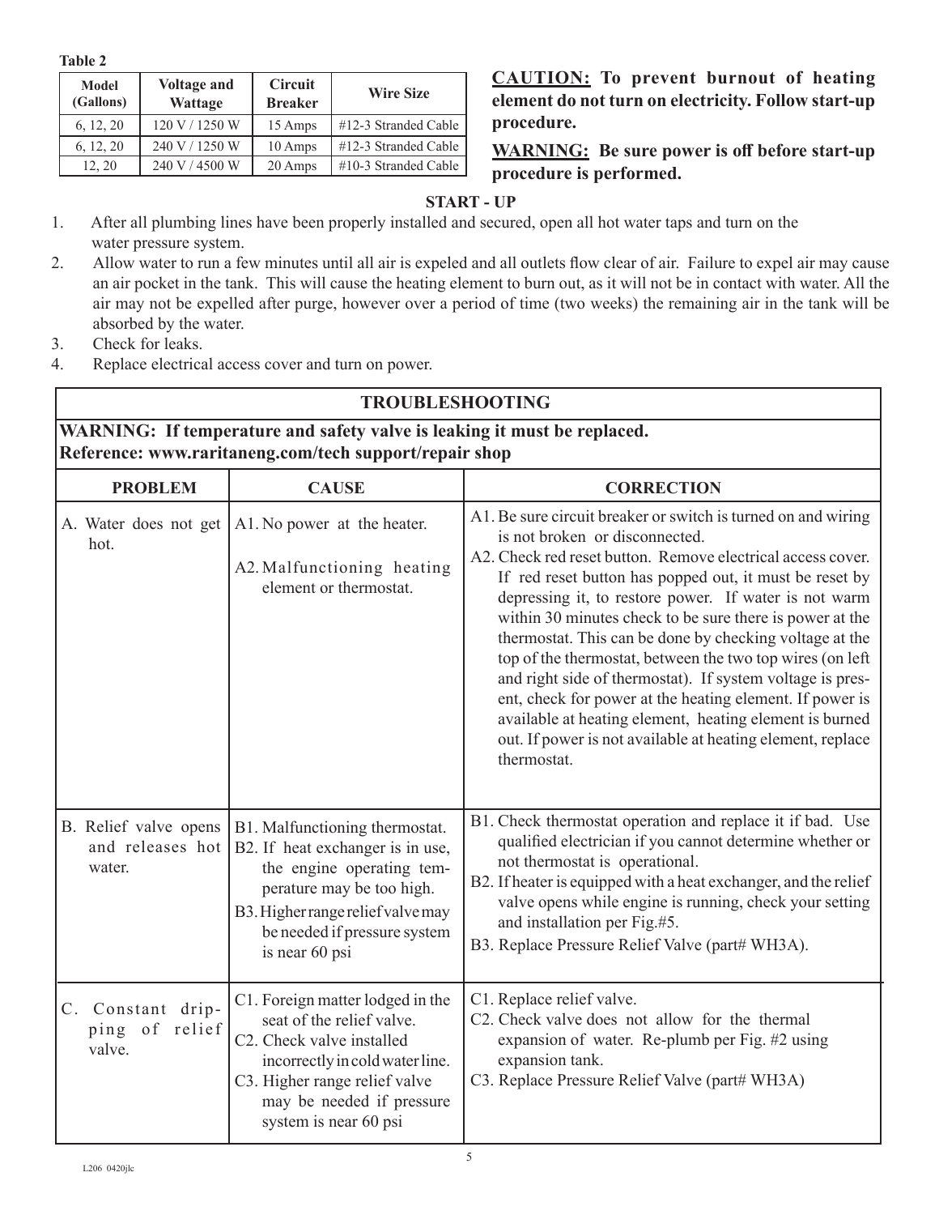**Table 2**

| Model (Gallons) | Voltage and Wattage | Circuit Breaker | Wire Size |
|---|---|---|---|
| 6, 12, 20 | 120 V / 1250 W | 15 Amps | #12-3 Stranded Cable |
| 6, 12, 20 | 240 V / 1250 W | 10 Amps | #12-3 Stranded Cable |
| 12, 20 | 240 V / 4500 W | 20 Amps | #10-3 Stranded Cable |

**CAUTION: To prevent burnout of heating element do not turn on electricity. Follow start-up procedure.**

**WARNING: Be sure power is off before start-up procedure is performed.**

## START - UP

1. After all plumbing lines have been properly installed and secured, open all hot water taps and turn on the water pressure system.
2. Allow water to run a few minutes until all air is expeled and all outlets flow clear of air. Failure to expel air may cause an air pocket in the tank. This will cause the heating element to burn out, as it will not be in contact with water. All the air may not be expelled after purge, however over a period of time (two weeks) the remaining air in the tank will be absorbed by the water.
3. Check for leaks.
4. Replace electrical access cover and turn on power.

## TROUBLESHOOTING

**WARNING: If temperature and safety valve is leaking it must be replaced.**
**Reference: www.raritaneng.com/tech support/repair shop**

| PROBLEM | CAUSE | CORRECTION |
|---|---|---|
| A. Water does not get hot. | A1. No power at the heater.<br>A2. Malfunctioning heating element or thermostat. | A1. Be sure circuit breaker or switch is turned on and wiring is not broken or disconnected.<br>A2. Check red reset button. Remove electrical access cover. If red reset button has popped out, it must be reset by depressing it, to restore power. If water is not warm within 30 minutes check to be sure there is power at the thermostat. This can be done by checking voltage at the top of the thermostat, between the two top wires (on left and right side of thermostat). If system voltage is present, check for power at the heating element. If power is available at heating element, heating element is burned out. If power is not available at heating element, replace thermostat. |
| B. Relief valve opens and releases hot water. | B1. Malfunctioning thermostat.<br>B2. If heat exchanger is in use, the engine operating temperature may be too high.<br>B3. Higher range relief valve may be needed if pressure system is near 60 psi | B1. Check thermostat operation and replace it if bad. Use qualified electrician if you cannot determine whether or not thermostat is operational.<br>B2. If heater is equipped with a heat exchanger, and the relief valve opens while engine is running, check your setting and installation per Fig.#5.<br>B3. Replace Pressure Relief Valve (part# WH3A). |
| C. Constant dripping of relief valve. | C1. Foreign matter lodged in the seat of the relief valve.<br>C2. Check valve installed incorrectly in cold water line.<br>C3. Higher range relief valve may be needed if pressure system is near 60 psi | C1. Replace relief valve.<br>C2. Check valve does not allow for the thermal expansion of water. Re-plumb per Fig. #2 using expansion tank.<br>C3. Replace Pressure Relief Valve (part# WH3A) |

L206 0420jlc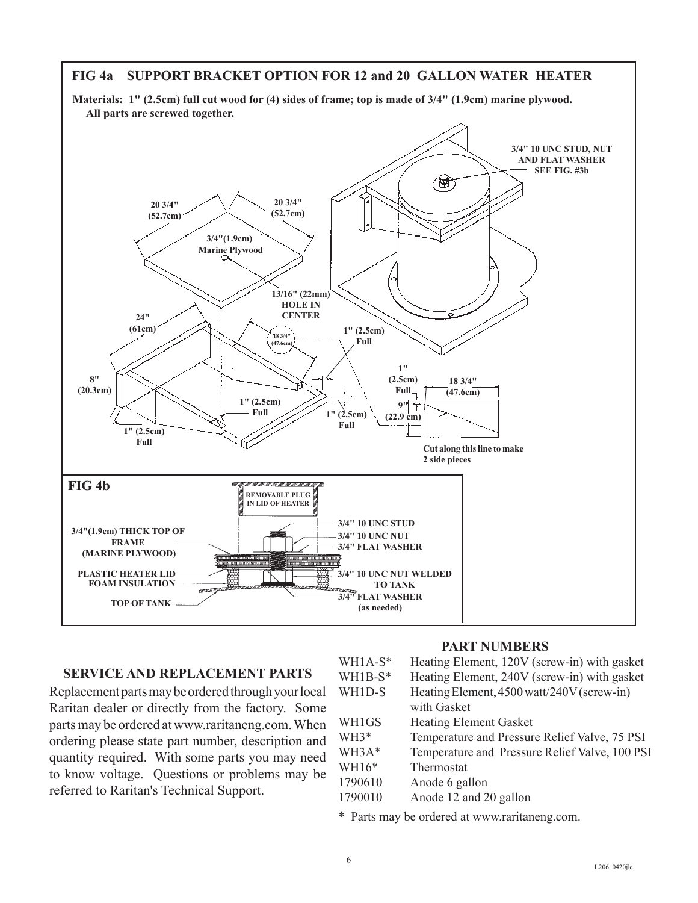## FIG 4a SUPPORT BRACKET OPTION FOR 12 and 20 GALLON WATER HEATER

**Materials: 1" (2.5cm) full cut wood for (4) sides of frame; top is made of 3/4" (1.9cm) marine plywood. All parts are screwed together.**

20 3/4" (52.7cm)

20 3/4" (52.7cm)

3/4"(1.9cm) Marine Plywood

13/16" (22mm) HOLE IN CENTER

3/4" 10 UNC STUD, NUT AND FLAT WASHER SEE FIG. #3b

24" (61cm)

18 3/4" (47.6cm)

1" (2.5cm) Full

8" (20.3cm)

1" (2.5cm) Full

1" (2.5cm) Full

1" (2.5cm) Full

1" (2.5cm) Full

1" (2.5cm) Full

18 3/4" (47.6cm)

9" (22.9 cm)

Cut along this line to make 2 side pieces

## FIG 4b

REMOVABLE PLUG IN LID OF HEATER

3/4"(1.9cm) THICK TOP OF FRAME (MARINE PLYWOOD)

PLASTIC HEATER LID

FOAM INSULATION

TOP OF TANK

3/4" 10 UNC STUD

3/4" 10 UNC NUT

3/4" FLAT WASHER

3/4" 10 UNC NUT WELDED TO TANK

3/4" FLAT WASHER (as needed)

## SERVICE AND REPLACEMENT PARTS

Replacement parts may be ordered through your local Raritan dealer or directly from the factory. Some parts may be ordered at www.raritaneng.com. When ordering please state part number, description and quantity required. With some parts you may need to know voltage. Questions or problems may be referred to Raritan's Technical Support.

## PART NUMBERS

| | |
|---|---|
| WH1A-S* | Heating Element, 120V (screw-in) with gasket |
| WH1B-S* | Heating Element, 240V (screw-in) with gasket |
| WH1D-S | Heating Element, 4500 watt/240V (screw-in) with Gasket |
| WH1GS | Heating Element Gasket |
| WH3* | Temperature and Pressure Relief Valve, 75 PSI |
| WH3A* | Temperature and Pressure Relief Valve, 100 PSI |
| WH16* | Thermostat |
| 1790610 | Anode 6 gallon |
| 1790010 | Anode 12 and 20 gallon |

* Parts may be ordered at www.raritaneng.com.

L206 0420jlc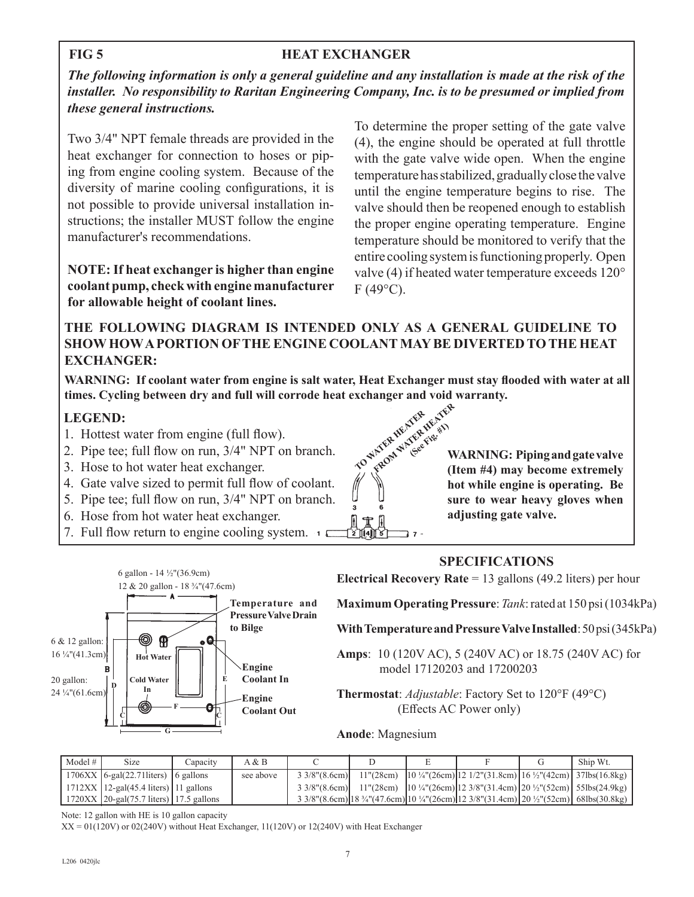## FIG 5 — HEAT EXCHANGER

***The following information is only a general guideline and any installation is made at the risk of the installer. No responsibility to Raritan Engineering Company, Inc. is to be presumed or implied from these general instructions.***

Two 3/4" NPT female threads are provided in the heat exchanger for connection to hoses or piping from engine cooling system. Because of the diversity of marine cooling configurations, it is not possible to provide universal installation instructions; the installer MUST follow the engine manufacturer's recommendations.

**NOTE: If heat exchanger is higher than engine coolant pump, check with engine manufacturer for allowable height of coolant lines.**

To determine the proper setting of the gate valve (4), the engine should be operated at full throttle with the gate valve wide open. When the engine temperature has stabilized, gradually close the valve until the engine temperature begins to rise. The valve should then be reopened enough to establish the proper engine operating temperature. Engine temperature should be monitored to verify that the entire cooling system is functioning properly. Open valve (4) if heated water temperature exceeds 120° F (49°C).

**THE FOLLOWING DIAGRAM IS INTENDED ONLY AS A GENERAL GUIDELINE TO SHOW HOW A PORTION OF THE ENGINE COOLANT MAY BE DIVERTED TO THE HEAT EXCHANGER:**

**WARNING: If coolant water from engine is salt water, Heat Exchanger must stay flooded with water at all times. Cycling between dry and full will corrode heat exchanger and void warranty.**

### LEGEND:

1. Hottest water from engine (full flow).
2. Pipe tee; full flow on run, 3/4" NPT on branch.
3. Hose to hot water heat exchanger.
4. Gate valve sized to permit full flow of coolant.
5. Pipe tee; full flow on run, 3/4" NPT on branch.
6. Hose from hot water heat exchanger.
7. Full flow return to engine cooling system.

TO WATER HEATER
FROM WATER HEATER (See Fig. #1)

**WARNING: Piping and gate valve (Item #4) may become extremely hot while engine is operating. Be sure to wear heavy gloves when adjusting gate valve.**

A: 6 gallon - 14 ½"(36.9cm); 12 & 20 gallon - 18 ¾"(47.6cm)

B: 6 & 12 gallon: 16 ¼"(41.3cm); 20 gallon: 24 ¼"(61.6cm)

Temperature and Pressure Valve Drain to Bilge
Hot Water
Cold Water In
Engine Coolant In
Engine Coolant Out

### SPECIFICATIONS

**Electrical Recovery Rate** = 13 gallons (49.2 liters) per hour

**Maximum Operating Pressure**: *Tank*: rated at 150 psi (1034kPa)

**With Temperature and Pressure Valve Installed**: 50 psi (345kPa)

**Amps**: 10 (120V AC), 5 (240V AC) or 18.75 (240V AC) for model 17120203 and 17200203

**Thermostat**: *Adjustable*: Factory Set to 120°F (49°C) (Effects AC Power only)

**Anode**: Magnesium

| Model # | Size | Capacity | A & B | C | D | E | F | G | Ship Wt. |
|---|---|---|---|---|---|---|---|---|---|
| 1706XX | 6-gal(22.71liters) | 6 gallons | see above | 3 3/8"(8.6cm) | 11"(28cm) | 10 ¼"(26cm) | 12 1/2"(31.8cm) | 16 ½"(42cm) | 37lbs(16.8kg) |
| 1712XX | 12-gal(45.4 liters) | 11 gallons | | 3 3/8"(8.6cm) | 11"(28cm) | 10 ¼"(26cm) | 12 3/8"(31.4cm) | 20 ½"(52cm) | 55lbs(24.9kg) |
| 1720XX | 20-gal(75.7 liters) | 17.5 gallons | | 3 3/8"(8.6cm) | 18 ¾"(47.6cm) | 10 ¼"(26cm) | 12 3/8"(31.4cm) | 20 ½"(52cm) | 68lbs(30.8kg) |

Note: 12 gallon with HE is 10 gallon capacity

XX = 01(120V) or 02(240V) without Heat Exchanger, 11(120V) or 12(240V) with Heat Exchanger

L206 0420jlc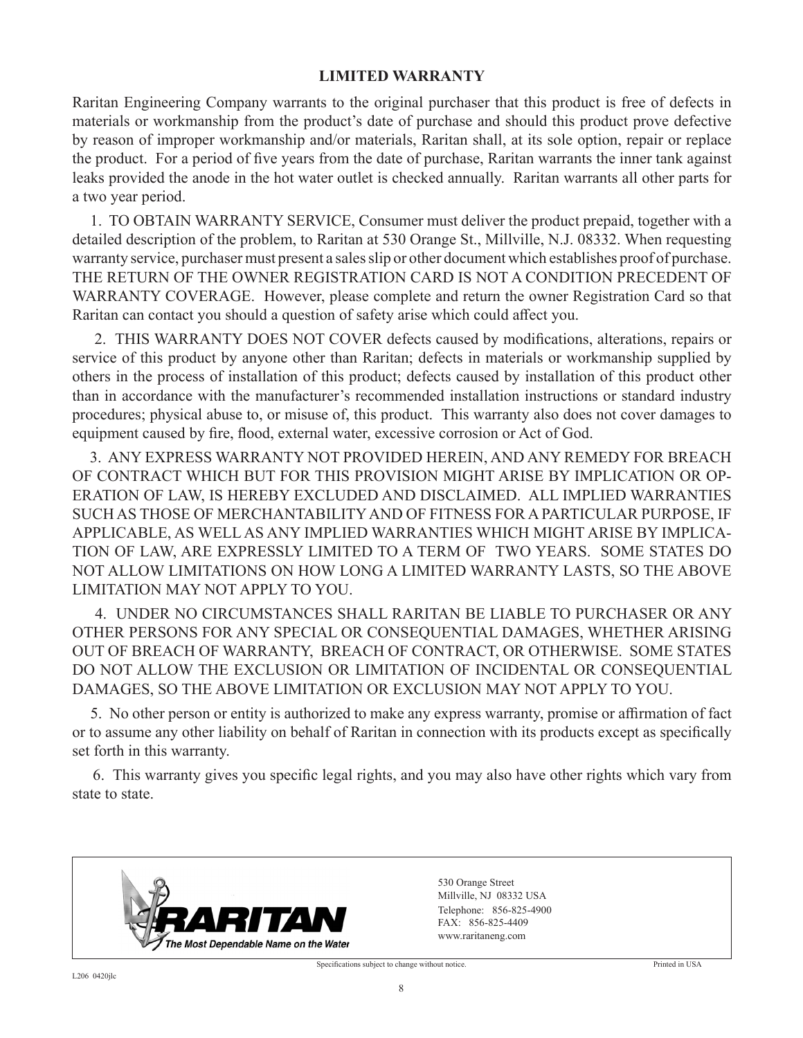## LIMITED WARRANTY

Raritan Engineering Company warrants to the original purchaser that this product is free of defects in materials or workmanship from the product's date of purchase and should this product prove defective by reason of improper workmanship and/or materials, Raritan shall, at its sole option, repair or replace the product. For a period of five years from the date of purchase, Raritan warrants the inner tank against leaks provided the anode in the hot water outlet is checked annually. Raritan warrants all other parts for a two year period.

1. TO OBTAIN WARRANTY SERVICE, Consumer must deliver the product prepaid, together with a detailed description of the problem, to Raritan at 530 Orange St., Millville, N.J. 08332. When requesting warranty service, purchaser must present a sales slip or other document which establishes proof of purchase. THE RETURN OF THE OWNER REGISTRATION CARD IS NOT A CONDITION PRECEDENT OF WARRANTY COVERAGE. However, please complete and return the owner Registration Card so that Raritan can contact you should a question of safety arise which could affect you.

2. THIS WARRANTY DOES NOT COVER defects caused by modifications, alterations, repairs or service of this product by anyone other than Raritan; defects in materials or workmanship supplied by others in the process of installation of this product; defects caused by installation of this product other than in accordance with the manufacturer's recommended installation instructions or standard industry procedures; physical abuse to, or misuse of, this product. This warranty also does not cover damages to equipment caused by fire, flood, external water, excessive corrosion or Act of God.

3. ANY EXPRESS WARRANTY NOT PROVIDED HEREIN, AND ANY REMEDY FOR BREACH OF CONTRACT WHICH BUT FOR THIS PROVISION MIGHT ARISE BY IMPLICATION OR OPERATION OF LAW, IS HEREBY EXCLUDED AND DISCLAIMED. ALL IMPLIED WARRANTIES SUCH AS THOSE OF MERCHANTABILITY AND OF FITNESS FOR A PARTICULAR PURPOSE, IF APPLICABLE, AS WELL AS ANY IMPLIED WARRANTIES WHICH MIGHT ARISE BY IMPLICATION OF LAW, ARE EXPRESSLY LIMITED TO A TERM OF TWO YEARS. SOME STATES DO NOT ALLOW LIMITATIONS ON HOW LONG A LIMITED WARRANTY LASTS, SO THE ABOVE LIMITATION MAY NOT APPLY TO YOU.

4. UNDER NO CIRCUMSTANCES SHALL RARITAN BE LIABLE TO PURCHASER OR ANY OTHER PERSONS FOR ANY SPECIAL OR CONSEQUENTIAL DAMAGES, WHETHER ARISING OUT OF BREACH OF WARRANTY, BREACH OF CONTRACT, OR OTHERWISE. SOME STATES DO NOT ALLOW THE EXCLUSION OR LIMITATION OF INCIDENTAL OR CONSEQUENTIAL DAMAGES, SO THE ABOVE LIMITATION OR EXCLUSION MAY NOT APPLY TO YOU.

5. No other person or entity is authorized to make any express warranty, promise or affirmation of fact or to assume any other liability on behalf of Raritan in connection with its products except as specifically set forth in this warranty.

6. This warranty gives you specific legal rights, and you may also have other rights which vary from state to state.

RARITAN
The Most Dependable Name on the Water

530 Orange Street
Millville, NJ 08332 USA
Telephone: 856-825-4900
FAX: 856-825-4409
www.raritaneng.com

Specifications subject to change without notice. Printed in USA

L206 0420jlc